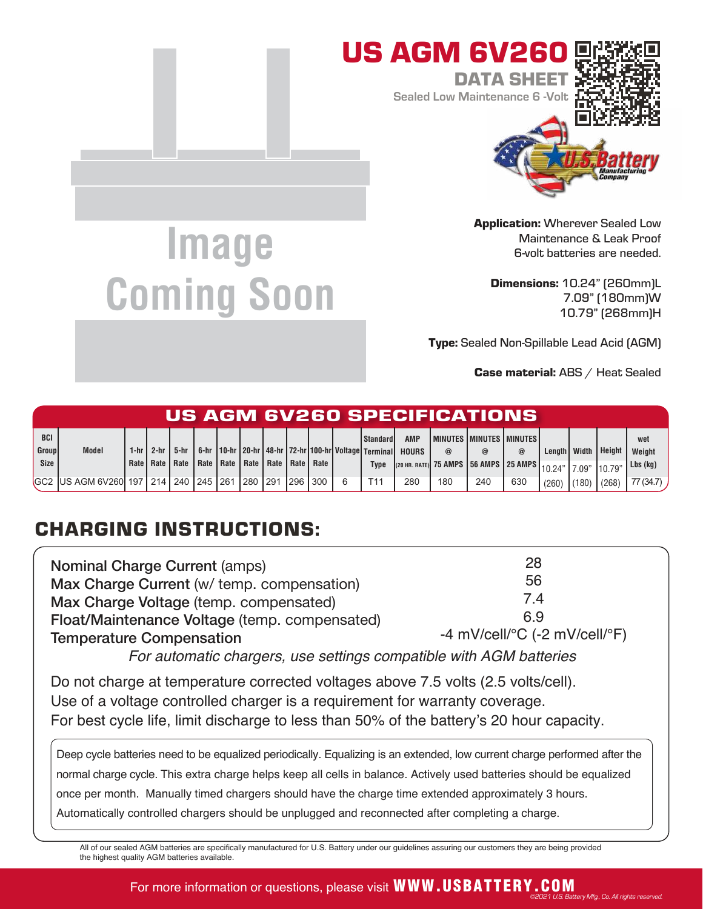# US AGM 6V260

## DATA SHEET

Sealed Low Maintenance 6 -Volt

Image Coming Soon

**Application:** Wherever Sealed Low Maintenance & Leak Proof 6-volt batteries are needed.

**Dimensions:** 10.24" (260mm)L
7.09" (180mm)W
10.79" (268mm)H

**Type:** Sealed Non-Spillable Lead Acid (AGM)

**Case material:** ABS / Heat Sealed

## US AGM 6V260 SPECIFICATIONS

| BCI Group Size | Model | 1-hr Rate | 2-hr Rate | 5-hr Rate | 6-hr Rate | 10-hr Rate | 20-hr Rate | 48-hr Rate | 72-hr Rate | 100-hr Rate | Voltage | Standard Terminal Type | AMP HOURS (20 HR. RATE) | MINUTES @ 75 AMPS | MINUTES @ 56 AMPS | MINUTES @ 25 AMPS | Length 10.24" | Width 7.09" | Height 10.79" | wet Weight Lbs (kg) |
|---|---|---|---|---|---|---|---|---|---|---|---|---|---|---|---|---|---|---|---|---|
| GC2 | US AGM 6V260 | 197 | 214 | 240 | 245 | 261 | 280 | 291 | 296 | 300 | 6 | T11 | 280 | 180 | 240 | 630 | (260) | (180) | (268) | 77 (34.7) |

## CHARGING INSTRUCTIONS:

| | |
|---|---|
| Nominal Charge Current (amps) | 28 |
| Max Charge Current (w/ temp. compensation) | 56 |
| Max Charge Voltage (temp. compensated) | 7.4 |
| Float/Maintenance Voltage (temp. compensated) | 6.9 |
| Temperature Compensation | -4 mV/cell/°C (-2 mV/cell/°F) |

*For automatic chargers, use settings compatible with AGM batteries*

Do not charge at temperature corrected voltages above 7.5 volts (2.5 volts/cell).
Use of a voltage controlled charger is a requirement for warranty coverage.
For best cycle life, limit discharge to less than 50% of the battery's 20 hour capacity.

Deep cycle batteries need to be equalized periodically. Equalizing is an extended, low current charge performed after the normal charge cycle. This extra charge helps keep all cells in balance. Actively used batteries should be equalized once per month. Manually timed chargers should have the charge time extended approximately 3 hours. Automatically controlled chargers should be unplugged and reconnected after completing a charge.

All of our sealed AGM batteries are specifically manufactured for U.S. Battery under our guidelines assuring our customers they are being provided the highest quality AGM batteries available.

For more information or questions, please visit **WWW.USBATTERY.COM**

©2021 U.S. Battery Mfg., Co. All rights reserved.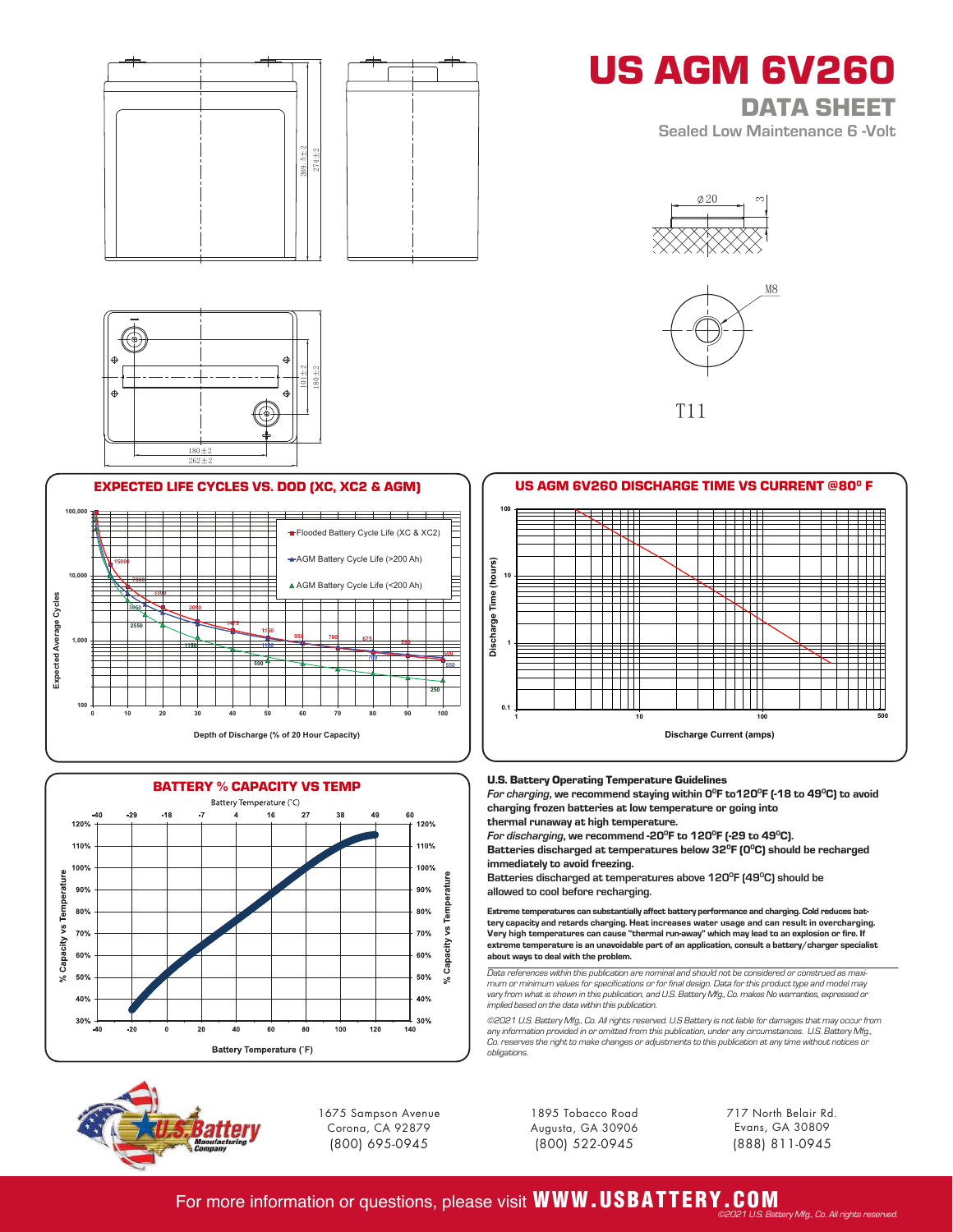# US AGM 6V260

## DATA SHEET

Sealed Low Maintenance 6 -Volt

269.5±2
274±2
101±2
180±2
180±2
262±2

⌀20
3

M8

T11

## EXPECTED LIFE CYCLES VS. DOD (XC, XC2 & AGM)

Flooded Battery Cycle Life (XC & XC2)
AGM Battery Cycle Life (>200 Ah)
AGM Battery Cycle Life (<200 Ah)

Expected Average Cycles
100,000
10,000
1,000
100

Depth of Discharge (% of 20 Hour Capacity)
0 10 20 30 40 50 60 70 80 90 100

15000
7000
3300
3800
2550
2050
1475
1150
1150
1000
950
780
675
580
500
700
550
500
250

## US AGM 6V260 DISCHARGE TIME VS CURRENT @80° F

Discharge Time (hours)
100
10
1
0.1

Discharge Current (amps)
1 10 100 500

## BATTERY % CAPACITY VS TEMP

Battery Temperature (˚C)
-40 -29 -18 -7 4 16 27 38 49 60

% Capacity vs Temperature
120% 110% 100% 90% 80% 70% 60% 50% 40% 30%

Battery Temperature (˚F)
-40 -20 0 20 40 60 80 100 120 140

**U.S. Battery Operating Temperature Guidelines**

***For charging*, we recommend staying within 0°F to120°F (-18 to 49°C) to avoid charging frozen batteries at low temperature or going into thermal runaway at high temperature.**

***For discharging*, we recommend -20°F to 120°F (-29 to 49°C).**

**Batteries discharged at temperatures below 32°F (0°C) should be recharged immediately to avoid freezing.**

**Batteries discharged at temperatures above 120°F (49°C) should be allowed to cool before recharging.**

**Extreme temperatures can substantially affect battery performance and charging. Cold reduces battery capacity and retards charging. Heat increases water usage and can result in overcharging. Very high temperatures can cause "thermal run-away" which may lead to an explosion or fire. If extreme temperature is an unavoidable part of an application, consult a battery/charger specialist about ways to deal with the problem.**

*Data references within this publication are nominal and should not be considered or construed as maximum or minimum values for specifications or for final design. Data for this product type and model may vary from what is shown in this publication, and U.S. Battery Mfg., Co. makes No warranties, expressed or implied based on the data within this publication.*

*©2021 U.S. Battery Mfg., Co. All rights reserved. U.S Battery is not liable for damages that may occur from any information provided in or omitted from this publication, under any circumstances. U.S. Battery Mfg., Co. reserves the right to make changes or adjustments to this publication at any time without notices or obligations.*

U.S. Battery Manufacturing Company

1675 Sampson Avenue
Corona, CA 92879
(800) 695-0945

1895 Tobacco Road
Augusta, GA 30906
(800) 522-0945

717 North Belair Rd.
Evans, GA 30809
(888) 811-0945

For more information or questions, please visit **WWW.USBATTERY.COM**

*©2021 U.S. Battery Mfg., Co. All rights reserved.*